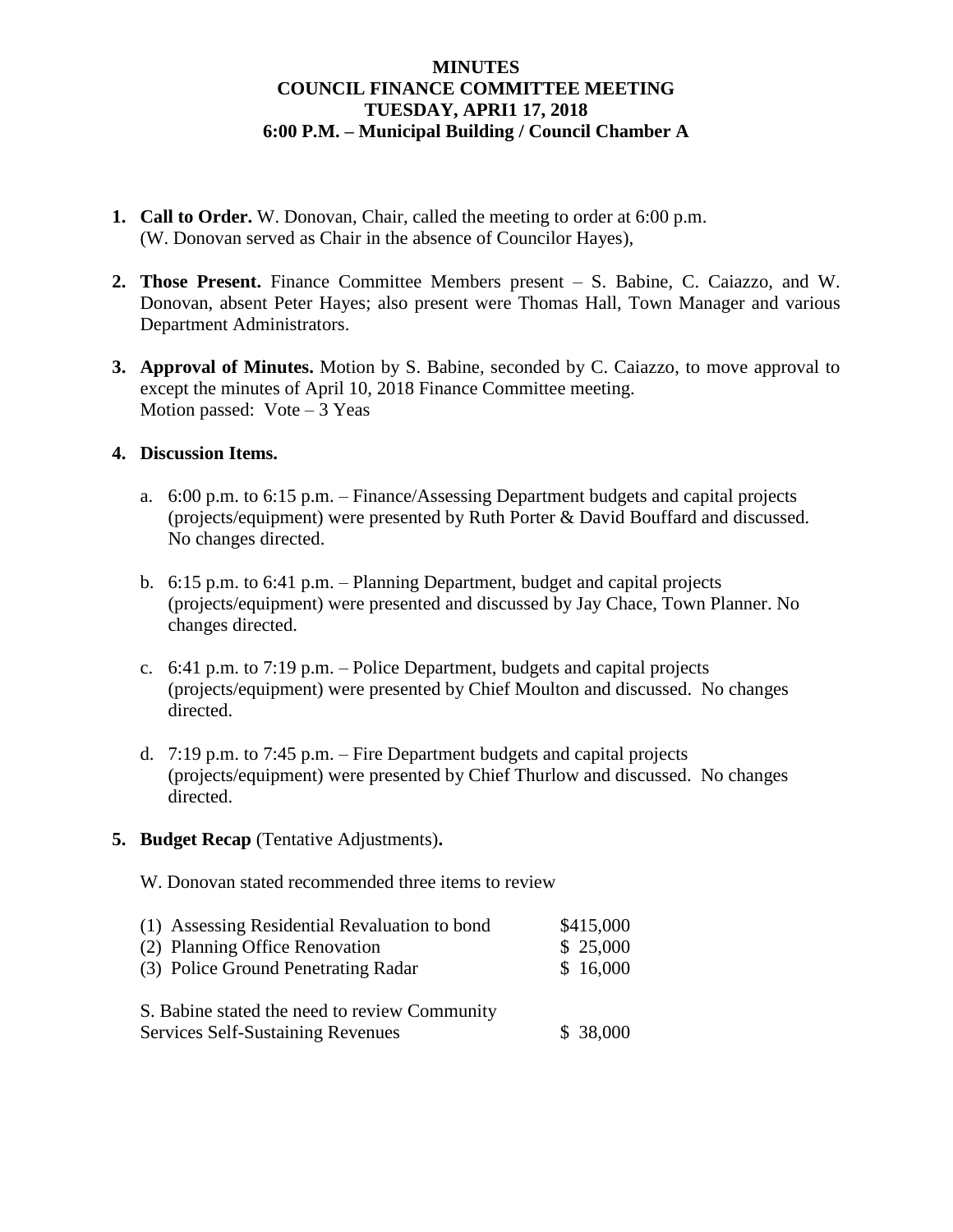**MINUTES**
**COUNCIL FINANCE COMMITTEE MEETING**
**TUESDAY, APRI1 17, 2018**
**6:00 P.M. – Municipal Building / Council Chamber A**

1. **Call to Order.** W. Donovan, Chair, called the meeting to order at 6:00 p.m. (W. Donovan served as Chair in the absence of Councilor Hayes),

2. **Those Present.** Finance Committee Members present – S. Babine, C. Caiazzo, and W. Donovan, absent Peter Hayes; also present were Thomas Hall, Town Manager and various Department Administrators.

3. **Approval of Minutes.** Motion by S. Babine, seconded by C. Caiazzo, to move approval to except the minutes of April 10, 2018 Finance Committee meeting.
   Motion passed: Vote – 3 Yeas

4. **Discussion Items.**

   a. 6:00 p.m. to 6:15 p.m. – Finance/Assessing Department budgets and capital projects (projects/equipment) were presented by Ruth Porter & David Bouffard and discussed. No changes directed.

   b. 6:15 p.m. to 6:41 p.m. – Planning Department, budget and capital projects (projects/equipment) were presented and discussed by Jay Chace, Town Planner. No changes directed.

   c. 6:41 p.m. to 7:19 p.m. – Police Department, budgets and capital projects (projects/equipment) were presented by Chief Moulton and discussed. No changes directed.

   d. 7:19 p.m. to 7:45 p.m. – Fire Department budgets and capital projects (projects/equipment) were presented by Chief Thurlow and discussed. No changes directed.

5. **Budget Recap** (Tentative Adjustments)**.**

   W. Donovan stated recommended three items to review

   | | |
   |---|---|
   | (1) Assessing Residential Revaluation to bond | $415,000 |
   | (2) Planning Office Renovation | $ 25,000 |
   | (3) Police Ground Penetrating Radar | $ 16,000 |

   | | |
   |---|---|
   | S. Babine stated the need to review Community Services Self-Sustaining Revenues | $ 38,000 |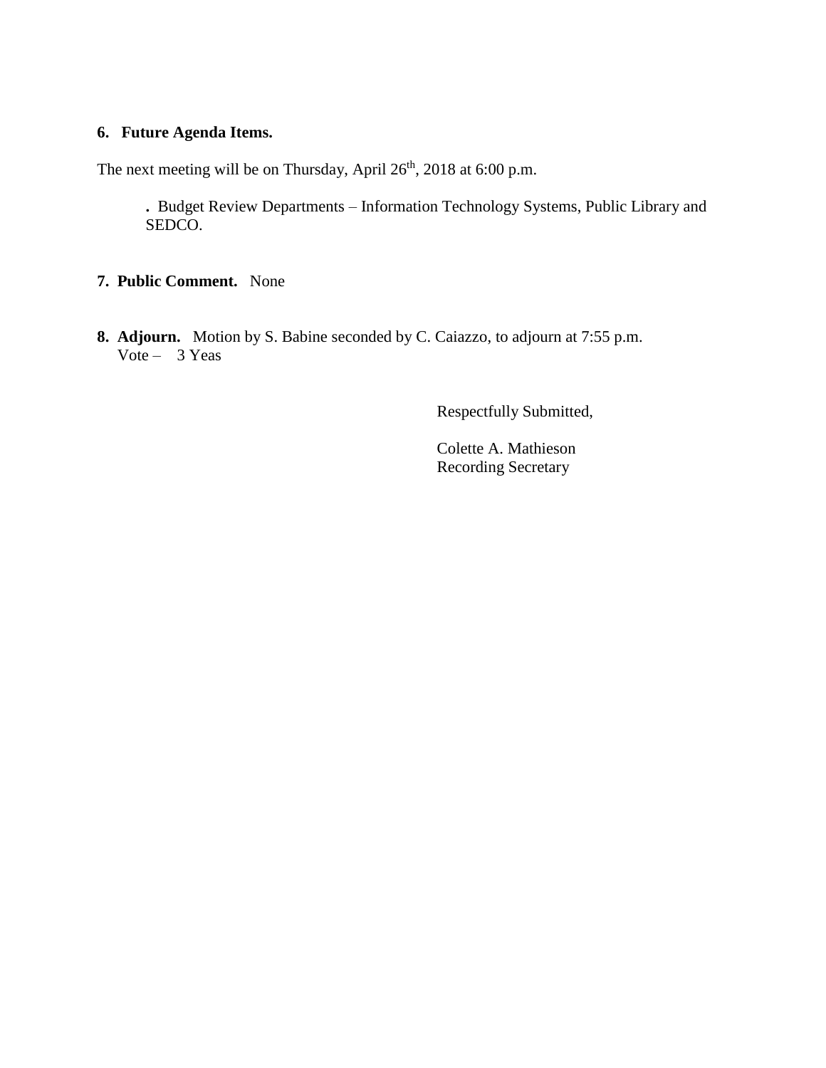**6. Future Agenda Items.**

The next meeting will be on Thursday, April 26th, 2018 at 6:00 p.m.

**.** Budget Review Departments – Information Technology Systems, Public Library and SEDCO.

**7. Public Comment.** None

**8. Adjourn.** Motion by S. Babine seconded by C. Caiazzo, to adjourn at 7:55 p.m.
Vote – 3 Yeas

Respectfully Submitted,

Colette A. Mathieson
Recording Secretary